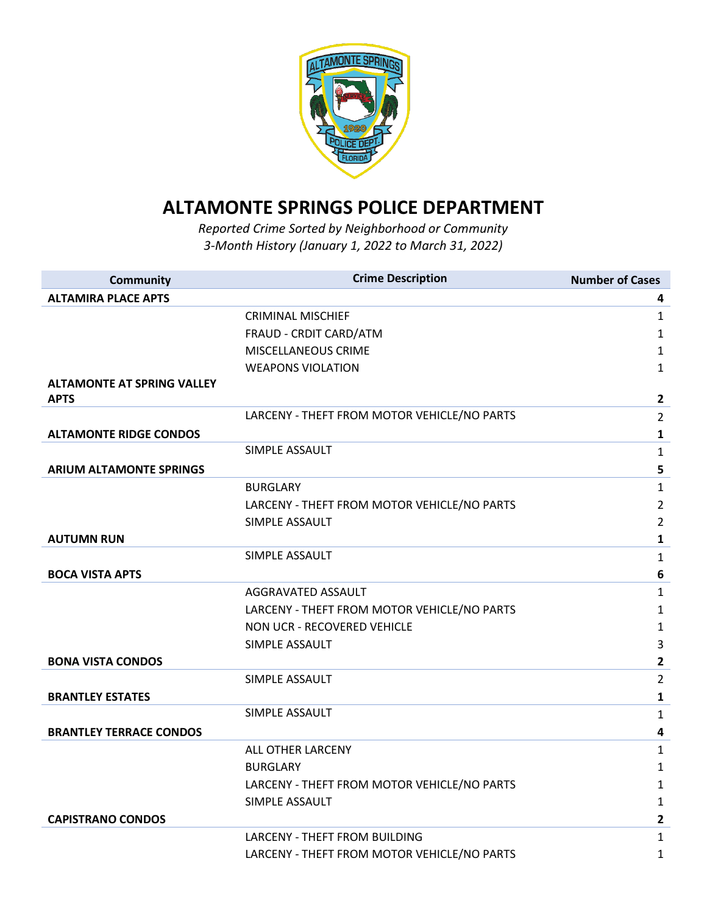# ALTAMONTE SPRINGS POLICE DEPARTMENT

*Reported Crime Sorted by Neighborhood or Community*
*3-Month History (January 1, 2022 to March 31, 2022)*

| Community | Crime Description | Number of Cases |
|---|---|---|
| **ALTAMIRA PLACE APTS** | | **4** |
| | CRIMINAL MISCHIEF | 1 |
| | FRAUD - CRDIT CARD/ATM | 1 |
| | MISCELLANEOUS CRIME | 1 |
| | WEAPONS VIOLATION | 1 |
| **ALTAMONTE AT SPRING VALLEY APTS** | | **2** |
| | LARCENY - THEFT FROM MOTOR VEHICLE/NO PARTS | 2 |
| **ALTAMONTE RIDGE CONDOS** | | **1** |
| | SIMPLE ASSAULT | 1 |
| **ARIUM ALTAMONTE SPRINGS** | | **5** |
| | BURGLARY | 1 |
| | LARCENY - THEFT FROM MOTOR VEHICLE/NO PARTS | 2 |
| | SIMPLE ASSAULT | 2 |
| **AUTUMN RUN** | | **1** |
| | SIMPLE ASSAULT | 1 |
| **BOCA VISTA APTS** | | **6** |
| | AGGRAVATED ASSAULT | 1 |
| | LARCENY - THEFT FROM MOTOR VEHICLE/NO PARTS | 1 |
| | NON UCR - RECOVERED VEHICLE | 1 |
| | SIMPLE ASSAULT | 3 |
| **BONA VISTA CONDOS** | | **2** |
| | SIMPLE ASSAULT | 2 |
| **BRANTLEY ESTATES** | | **1** |
| | SIMPLE ASSAULT | 1 |
| **BRANTLEY TERRACE CONDOS** | | **4** |
| | ALL OTHER LARCENY | 1 |
| | BURGLARY | 1 |
| | LARCENY - THEFT FROM MOTOR VEHICLE/NO PARTS | 1 |
| | SIMPLE ASSAULT | 1 |
| **CAPISTRANO CONDOS** | | **2** |
| | LARCENY - THEFT FROM BUILDING | 1 |
| | LARCENY - THEFT FROM MOTOR VEHICLE/NO PARTS | 1 |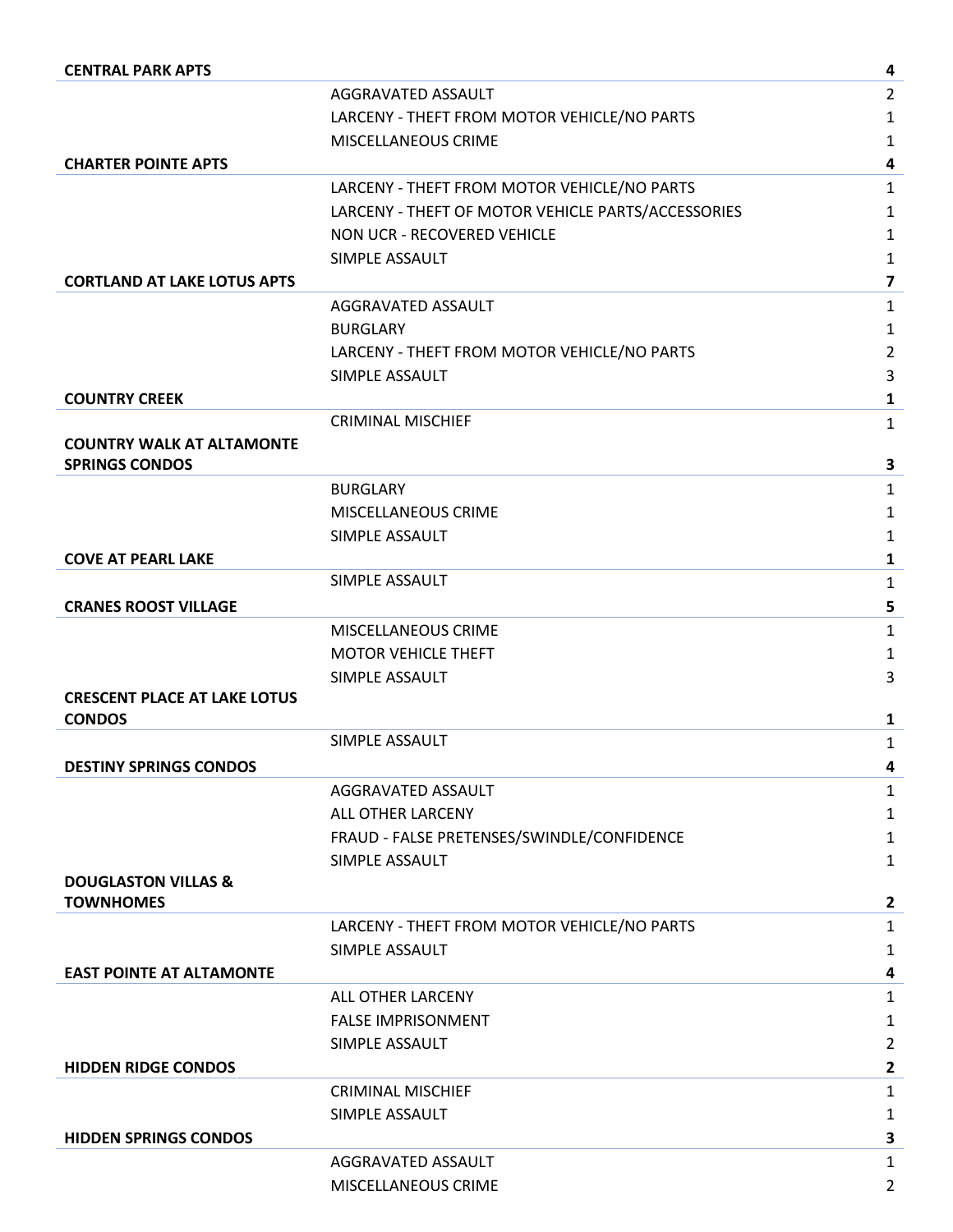| Location | Offense | Count |
|---|---|---|
| **CENTRAL PARK APTS** | | **4** |
| | AGGRAVATED ASSAULT | 2 |
| | LARCENY - THEFT FROM MOTOR VEHICLE/NO PARTS | 1 |
| | MISCELLANEOUS CRIME | 1 |
| **CHARTER POINTE APTS** | | **4** |
| | LARCENY - THEFT FROM MOTOR VEHICLE/NO PARTS | 1 |
| | LARCENY - THEFT OF MOTOR VEHICLE PARTS/ACCESSORIES | 1 |
| | NON UCR - RECOVERED VEHICLE | 1 |
| | SIMPLE ASSAULT | 1 |
| **CORTLAND AT LAKE LOTUS APTS** | | **7** |
| | AGGRAVATED ASSAULT | 1 |
| | BURGLARY | 1 |
| | LARCENY - THEFT FROM MOTOR VEHICLE/NO PARTS | 2 |
| | SIMPLE ASSAULT | 3 |
| **COUNTRY CREEK** | | **1** |
| | CRIMINAL MISCHIEF | 1 |
| **COUNTRY WALK AT ALTAMONTE SPRINGS CONDOS** | | **3** |
| | BURGLARY | 1 |
| | MISCELLANEOUS CRIME | 1 |
| | SIMPLE ASSAULT | 1 |
| **COVE AT PEARL LAKE** | | **1** |
| | SIMPLE ASSAULT | 1 |
| **CRANES ROOST VILLAGE** | | **5** |
| | MISCELLANEOUS CRIME | 1 |
| | MOTOR VEHICLE THEFT | 1 |
| | SIMPLE ASSAULT | 3 |
| **CRESCENT PLACE AT LAKE LOTUS CONDOS** | | **1** |
| | SIMPLE ASSAULT | 1 |
| **DESTINY SPRINGS CONDOS** | | **4** |
| | AGGRAVATED ASSAULT | 1 |
| | ALL OTHER LARCENY | 1 |
| | FRAUD - FALSE PRETENSES/SWINDLE/CONFIDENCE | 1 |
| | SIMPLE ASSAULT | 1 |
| **DOUGLASTON VILLAS & TOWNHOMES** | | **2** |
| | LARCENY - THEFT FROM MOTOR VEHICLE/NO PARTS | 1 |
| | SIMPLE ASSAULT | 1 |
| **EAST POINTE AT ALTAMONTE** | | **4** |
| | ALL OTHER LARCENY | 1 |
| | FALSE IMPRISONMENT | 1 |
| | SIMPLE ASSAULT | 2 |
| **HIDDEN RIDGE CONDOS** | | **2** |
| | CRIMINAL MISCHIEF | 1 |
| | SIMPLE ASSAULT | 1 |
| **HIDDEN SPRINGS CONDOS** | | **3** |
| | AGGRAVATED ASSAULT | 1 |
| | MISCELLANEOUS CRIME | 2 |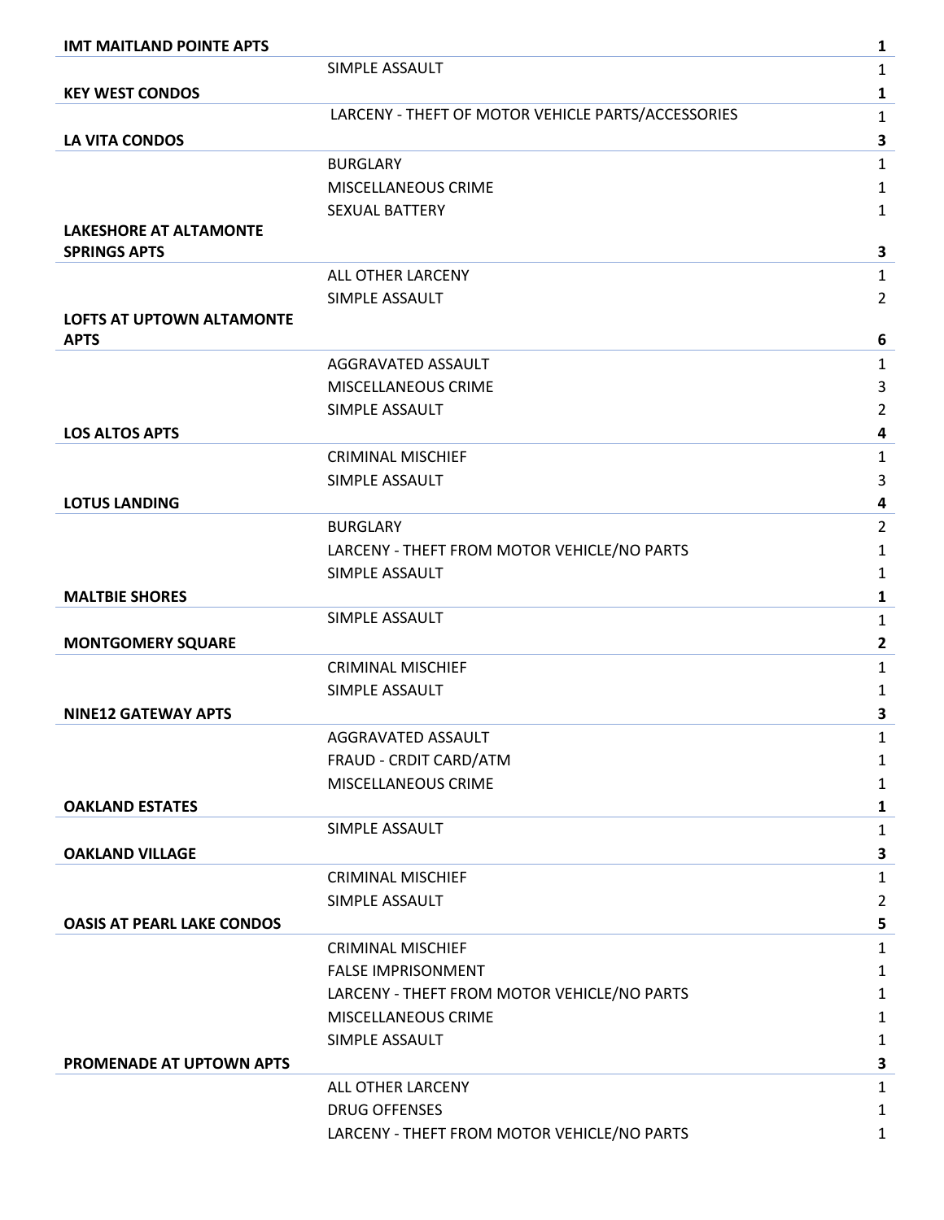| | | |
|---|---|---|
| **IMT MAITLAND POINTE APTS** | | **1** |
| | SIMPLE ASSAULT | 1 |
| **KEY WEST CONDOS** | | **1** |
| | LARCENY - THEFT OF MOTOR VEHICLE PARTS/ACCESSORIES | 1 |
| **LA VITA CONDOS** | | **3** |
| | BURGLARY | 1 |
| | MISCELLANEOUS CRIME | 1 |
| | SEXUAL BATTERY | 1 |
| **LAKESHORE AT ALTAMONTE SPRINGS APTS** | | **3** |
| | ALL OTHER LARCENY | 1 |
| | SIMPLE ASSAULT | 2 |
| **LOFTS AT UPTOWN ALTAMONTE APTS** | | **6** |
| | AGGRAVATED ASSAULT | 1 |
| | MISCELLANEOUS CRIME | 3 |
| | SIMPLE ASSAULT | 2 |
| **LOS ALTOS APTS** | | **4** |
| | CRIMINAL MISCHIEF | 1 |
| | SIMPLE ASSAULT | 3 |
| **LOTUS LANDING** | | **4** |
| | BURGLARY | 2 |
| | LARCENY - THEFT FROM MOTOR VEHICLE/NO PARTS | 1 |
| | SIMPLE ASSAULT | 1 |
| **MALTBIE SHORES** | | **1** |
| | SIMPLE ASSAULT | 1 |
| **MONTGOMERY SQUARE** | | **2** |
| | CRIMINAL MISCHIEF | 1 |
| | SIMPLE ASSAULT | 1 |
| **NINE12 GATEWAY APTS** | | **3** |
| | AGGRAVATED ASSAULT | 1 |
| | FRAUD - CRDIT CARD/ATM | 1 |
| | MISCELLANEOUS CRIME | 1 |
| **OAKLAND ESTATES** | | **1** |
| | SIMPLE ASSAULT | 1 |
| **OAKLAND VILLAGE** | | **3** |
| | CRIMINAL MISCHIEF | 1 |
| | SIMPLE ASSAULT | 2 |
| **OASIS AT PEARL LAKE CONDOS** | | **5** |
| | CRIMINAL MISCHIEF | 1 |
| | FALSE IMPRISONMENT | 1 |
| | LARCENY - THEFT FROM MOTOR VEHICLE/NO PARTS | 1 |
| | MISCELLANEOUS CRIME | 1 |
| | SIMPLE ASSAULT | 1 |
| **PROMENADE AT UPTOWN APTS** | | **3** |
| | ALL OTHER LARCENY | 1 |
| | DRUG OFFENSES | 1 |
| | LARCENY - THEFT FROM MOTOR VEHICLE/NO PARTS | 1 |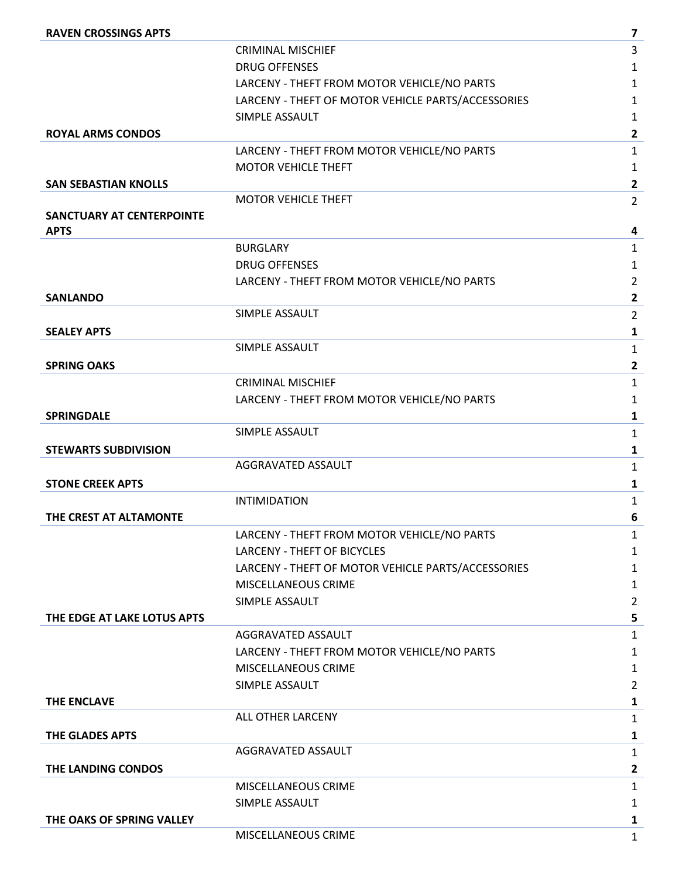| Location | Offense | Count |
|---|---|---|
| **RAVEN CROSSINGS APTS** | | **7** |
| | CRIMINAL MISCHIEF | 3 |
| | DRUG OFFENSES | 1 |
| | LARCENY - THEFT FROM MOTOR VEHICLE/NO PARTS | 1 |
| | LARCENY - THEFT OF MOTOR VEHICLE PARTS/ACCESSORIES | 1 |
| | SIMPLE ASSAULT | 1 |
| **ROYAL ARMS CONDOS** | | **2** |
| | LARCENY - THEFT FROM MOTOR VEHICLE/NO PARTS | 1 |
| | MOTOR VEHICLE THEFT | 1 |
| **SAN SEBASTIAN KNOLLS** | | **2** |
| | MOTOR VEHICLE THEFT | 2 |
| **SANCTUARY AT CENTERPOINTE APTS** | | **4** |
| | BURGLARY | 1 |
| | DRUG OFFENSES | 1 |
| | LARCENY - THEFT FROM MOTOR VEHICLE/NO PARTS | 2 |
| **SANLANDO** | | **2** |
| | SIMPLE ASSAULT | 2 |
| **SEALEY APTS** | | **1** |
| | SIMPLE ASSAULT | 1 |
| **SPRING OAKS** | | **2** |
| | CRIMINAL MISCHIEF | 1 |
| | LARCENY - THEFT FROM MOTOR VEHICLE/NO PARTS | 1 |
| **SPRINGDALE** | | **1** |
| | SIMPLE ASSAULT | 1 |
| **STEWARTS SUBDIVISION** | | **1** |
| | AGGRAVATED ASSAULT | 1 |
| **STONE CREEK APTS** | | **1** |
| | INTIMIDATION | 1 |
| **THE CREST AT ALTAMONTE** | | **6** |
| | LARCENY - THEFT FROM MOTOR VEHICLE/NO PARTS | 1 |
| | LARCENY - THEFT OF BICYCLES | 1 |
| | LARCENY - THEFT OF MOTOR VEHICLE PARTS/ACCESSORIES | 1 |
| | MISCELLANEOUS CRIME | 1 |
| | SIMPLE ASSAULT | 2 |
| **THE EDGE AT LAKE LOTUS APTS** | | **5** |
| | AGGRAVATED ASSAULT | 1 |
| | LARCENY - THEFT FROM MOTOR VEHICLE/NO PARTS | 1 |
| | MISCELLANEOUS CRIME | 1 |
| | SIMPLE ASSAULT | 2 |
| **THE ENCLAVE** | | **1** |
| | ALL OTHER LARCENY | 1 |
| **THE GLADES APTS** | | **1** |
| | AGGRAVATED ASSAULT | 1 |
| **THE LANDING CONDOS** | | **2** |
| | MISCELLANEOUS CRIME | 1 |
| | SIMPLE ASSAULT | 1 |
| **THE OAKS OF SPRING VALLEY** | | **1** |
| | MISCELLANEOUS CRIME | 1 |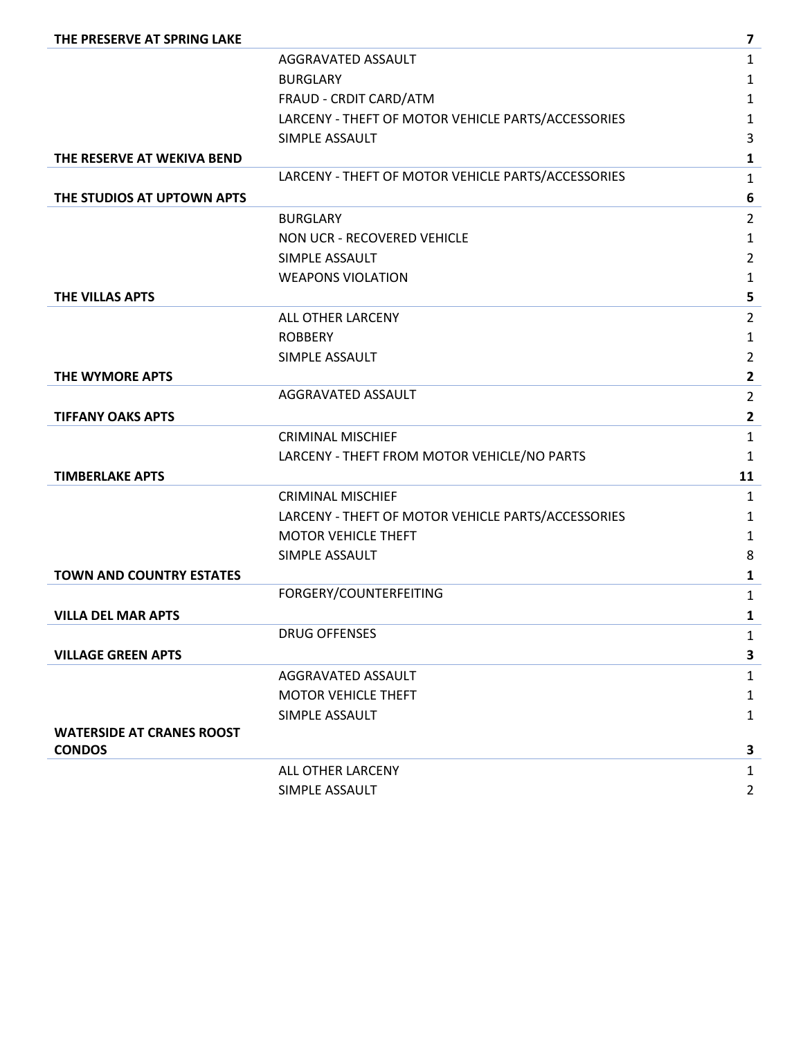| Location | Offense | Count |
|---|---|---|
| **THE PRESERVE AT SPRING LAKE** | | **7** |
| | AGGRAVATED ASSAULT | 1 |
| | BURGLARY | 1 |
| | FRAUD - CRDIT CARD/ATM | 1 |
| | LARCENY - THEFT OF MOTOR VEHICLE PARTS/ACCESSORIES | 1 |
| | SIMPLE ASSAULT | 3 |
| **THE RESERVE AT WEKIVA BEND** | | **1** |
| | LARCENY - THEFT OF MOTOR VEHICLE PARTS/ACCESSORIES | 1 |
| **THE STUDIOS AT UPTOWN APTS** | | **6** |
| | BURGLARY | 2 |
| | NON UCR - RECOVERED VEHICLE | 1 |
| | SIMPLE ASSAULT | 2 |
| | WEAPONS VIOLATION | 1 |
| **THE VILLAS APTS** | | **5** |
| | ALL OTHER LARCENY | 2 |
| | ROBBERY | 1 |
| | SIMPLE ASSAULT | 2 |
| **THE WYMORE APTS** | | **2** |
| | AGGRAVATED ASSAULT | 2 |
| **TIFFANY OAKS APTS** | | **2** |
| | CRIMINAL MISCHIEF | 1 |
| | LARCENY - THEFT FROM MOTOR VEHICLE/NO PARTS | 1 |
| **TIMBERLAKE APTS** | | **11** |
| | CRIMINAL MISCHIEF | 1 |
| | LARCENY - THEFT OF MOTOR VEHICLE PARTS/ACCESSORIES | 1 |
| | MOTOR VEHICLE THEFT | 1 |
| | SIMPLE ASSAULT | 8 |
| **TOWN AND COUNTRY ESTATES** | | **1** |
| | FORGERY/COUNTERFEITING | 1 |
| **VILLA DEL MAR APTS** | | **1** |
| | DRUG OFFENSES | 1 |
| **VILLAGE GREEN APTS** | | **3** |
| | AGGRAVATED ASSAULT | 1 |
| | MOTOR VEHICLE THEFT | 1 |
| | SIMPLE ASSAULT | 1 |
| **WATERSIDE AT CRANES ROOST CONDOS** | | **3** |
| | ALL OTHER LARCENY | 1 |
| | SIMPLE ASSAULT | 2 |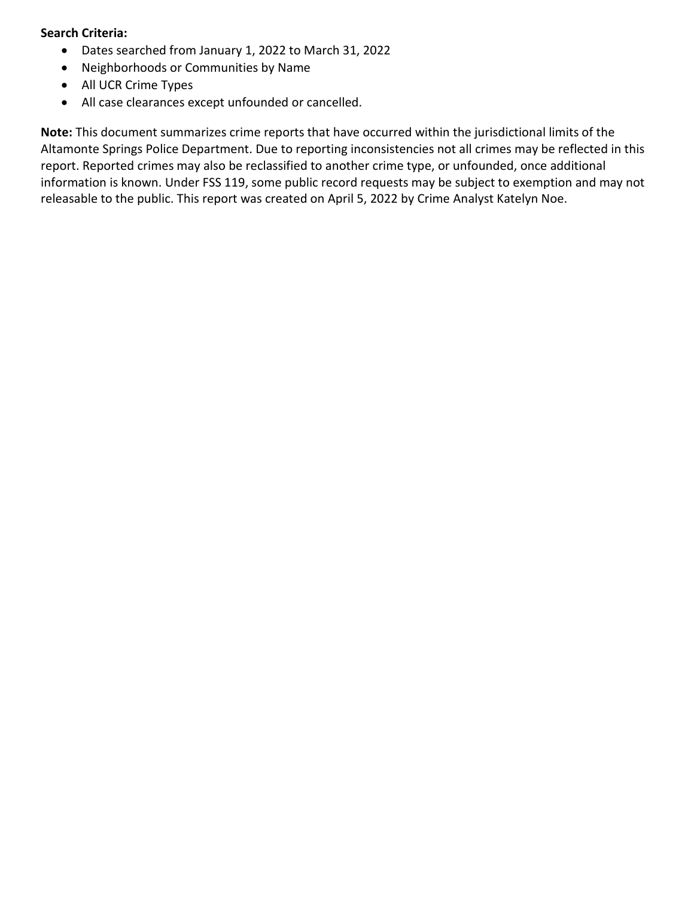**Search Criteria:**

- Dates searched from January 1, 2022 to March 31, 2022
- Neighborhoods or Communities by Name
- All UCR Crime Types
- All case clearances except unfounded or cancelled.

**Note:** This document summarizes crime reports that have occurred within the jurisdictional limits of the Altamonte Springs Police Department. Due to reporting inconsistencies not all crimes may be reflected in this report. Reported crimes may also be reclassified to another crime type, or unfounded, once additional information is known. Under FSS 119, some public record requests may be subject to exemption and may not releasable to the public. This report was created on April 5, 2022 by Crime Analyst Katelyn Noe.